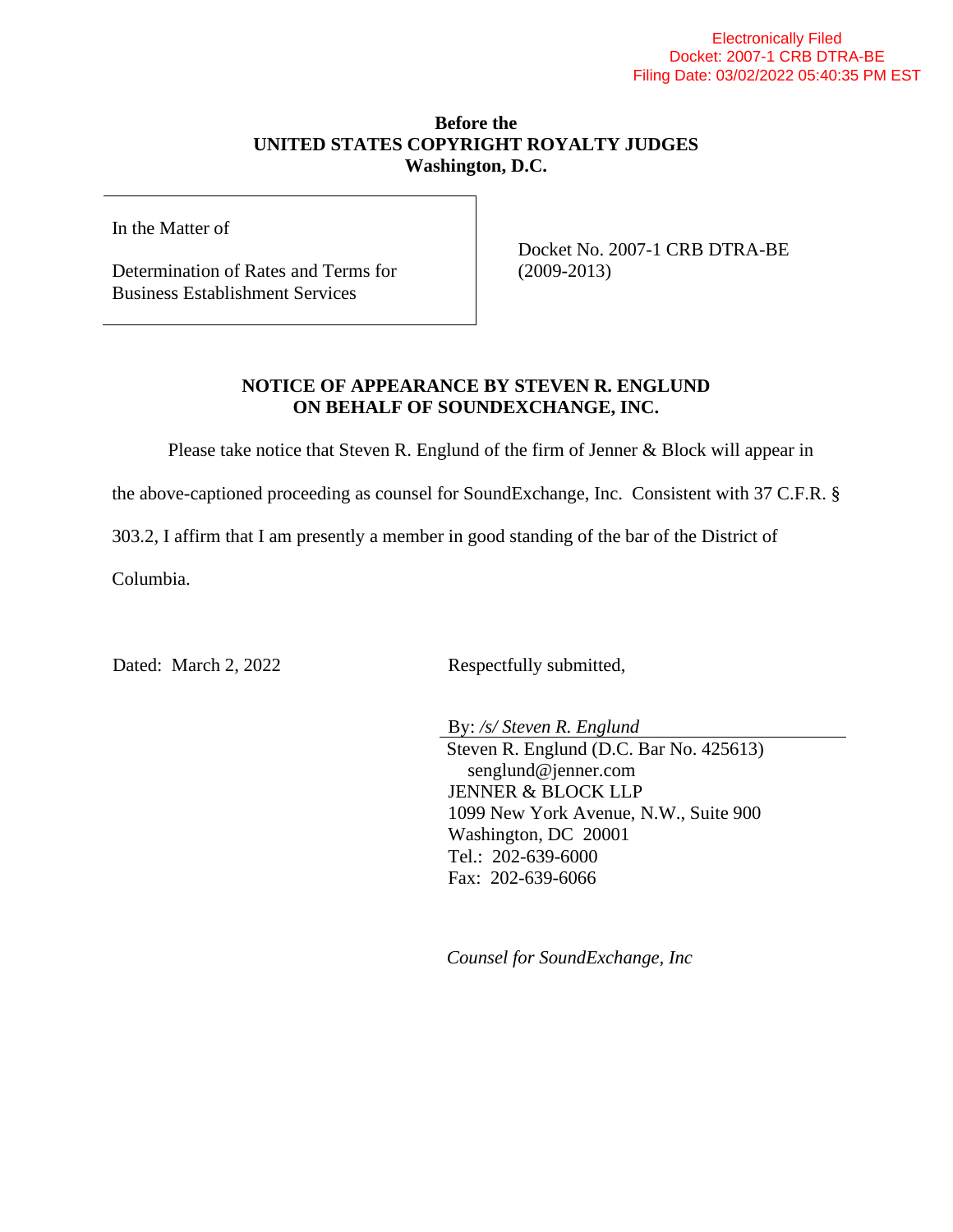Electronically Filed
Docket: 2007-1 CRB DTRA-BE
Filing Date: 03/02/2022 05:40:35 PM EST

**Before the**
**UNITED STATES COPYRIGHT ROYALTY JUDGES**
**Washington, D.C.**

| In the Matter of<br><br>Determination of Rates and Terms for Business Establishment Services | Docket No. 2007-1 CRB DTRA-BE (2009-2013) |
|---|---|

**NOTICE OF APPEARANCE BY STEVEN R. ENGLUND ON BEHALF OF SOUNDEXCHANGE, INC.**

Please take notice that Steven R. Englund of the firm of Jenner & Block will appear in the above-captioned proceeding as counsel for SoundExchange, Inc. Consistent with 37 C.F.R. § 303.2, I affirm that I am presently a member in good standing of the bar of the District of Columbia.

Dated: March 2, 2022

Respectfully submitted,

By: */s/ Steven R. Englund*
Steven R. Englund (D.C. Bar No. 425613)
senglund@jenner.com
JENNER & BLOCK LLP
1099 New York Avenue, N.W., Suite 900
Washington, DC 20001
Tel.: 202-639-6000
Fax: 202-639-6066

*Counsel for SoundExchange, Inc*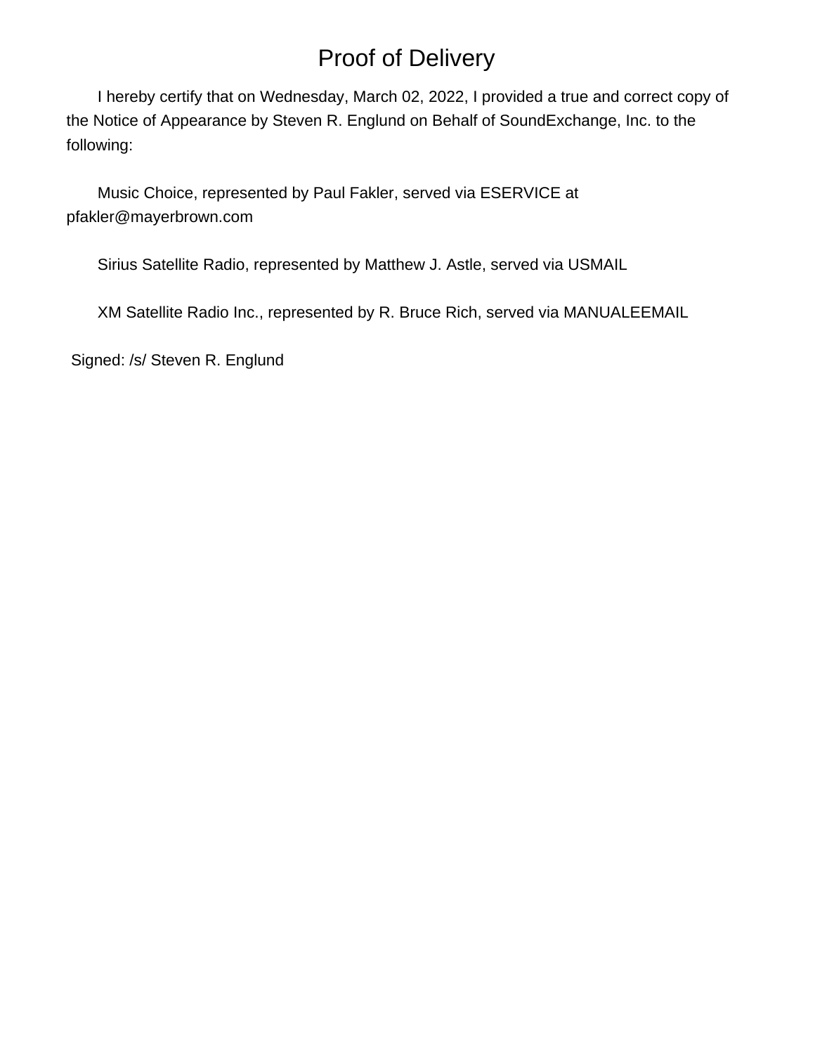# Proof of Delivery

I hereby certify that on Wednesday, March 02, 2022, I provided a true and correct copy of the Notice of Appearance by Steven R. Englund on Behalf of SoundExchange, Inc. to the following:

Music Choice, represented by Paul Fakler, served via ESERVICE at pfakler@mayerbrown.com

Sirius Satellite Radio, represented by Matthew J. Astle, served via USMAIL

XM Satellite Radio Inc., represented by R. Bruce Rich, served via MANUALEEMAIL

Signed: /s/ Steven R. Englund